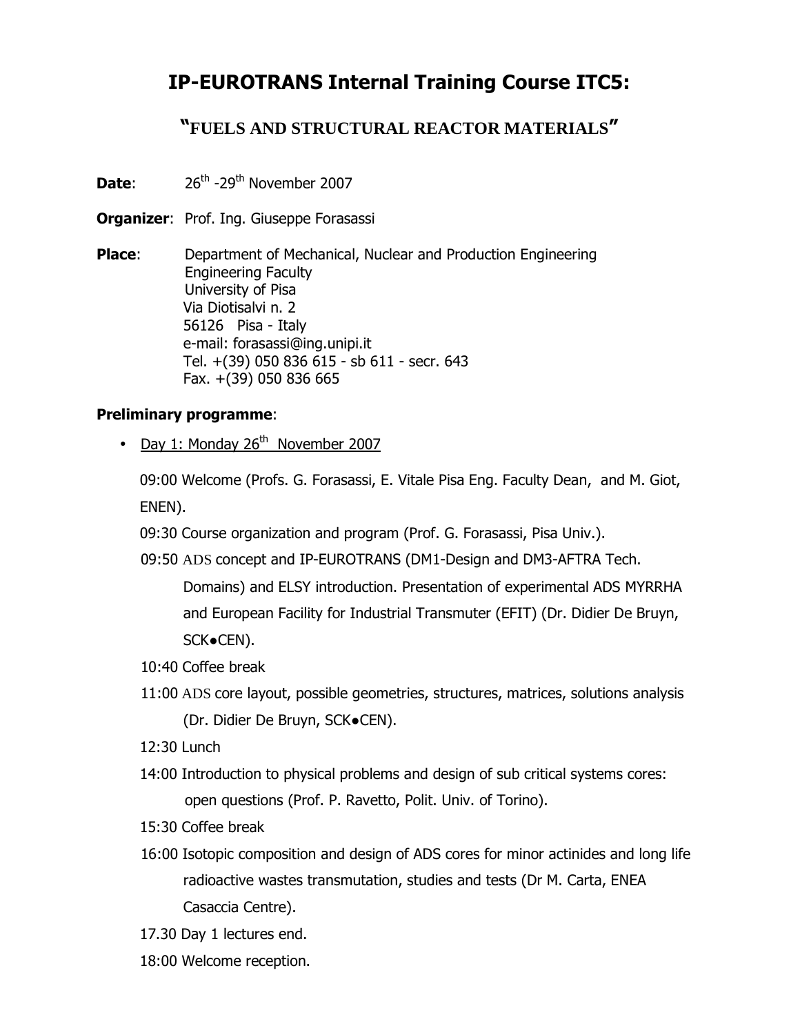# IP-EUROTRANS Internal Training Course ITC5:

## "FUELS AND STRUCTURAL REACTOR MATERIALS"

**Date**: 26th -29th November 2007

**Organizer**: Prof. Ing. Giuseppe Forasassi

**Place**: Department of Mechanical, Nuclear and Production Engineering
Engineering Faculty
University of Pisa
Via Diotisalvi n. 2
56126 Pisa - Italy
e-mail: forasassi@ing.unipi.it
Tel. +(39) 050 836 615 - sb 611 - secr. 643
Fax. +(39) 050 836 665

**Preliminary programme**:

- Day 1: Monday 26th November 2007

  09:00 Welcome (Profs. G. Forasassi, E. Vitale Pisa Eng. Faculty Dean, and M. Giot, ENEN).

  09:30 Course organization and program (Prof. G. Forasassi, Pisa Univ.).

  09:50 ADS concept and IP-EUROTRANS (DM1-Design and DM3-AFTRA Tech. Domains) and ELSY introduction. Presentation of experimental ADS MYRRHA and European Facility for Industrial Transmuter (EFIT) (Dr. Didier De Bruyn, SCK●CEN).

  10:40 Coffee break

  11:00 ADS core layout, possible geometries, structures, matrices, solutions analysis (Dr. Didier De Bruyn, SCK●CEN).

  12:30 Lunch

  14:00 Introduction to physical problems and design of sub critical systems cores: open questions (Prof. P. Ravetto, Polit. Univ. of Torino).

  15:30 Coffee break

  16:00 Isotopic composition and design of ADS cores for minor actinides and long life radioactive wastes transmutation, studies and tests (Dr M. Carta, ENEA Casaccia Centre).

  17.30 Day 1 lectures end.

  18:00 Welcome reception.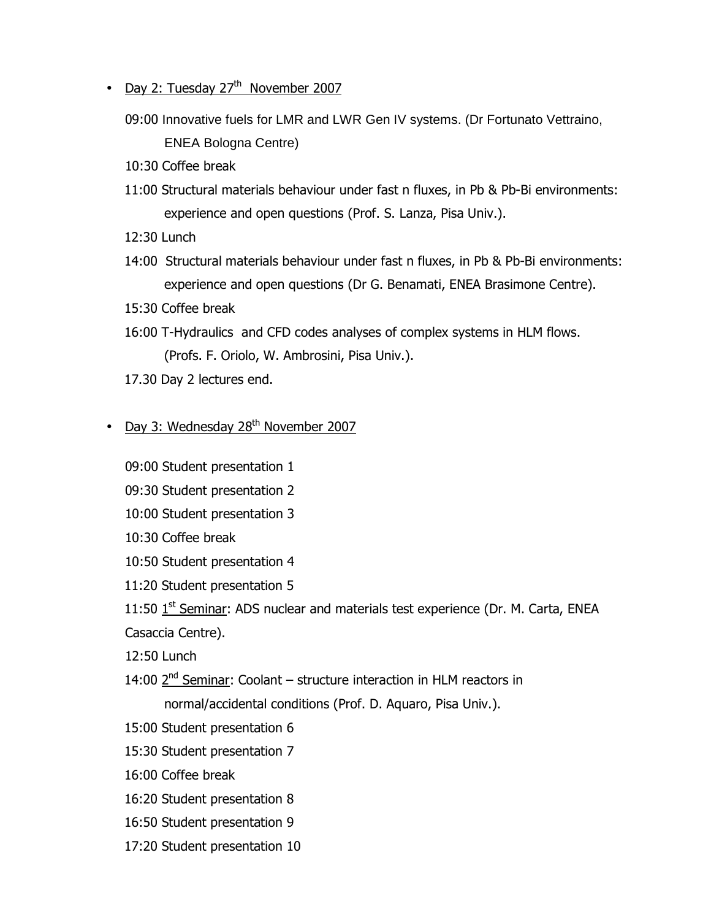- Day 2: Tuesday 27th November 2007

  09:00 Innovative fuels for LMR and LWR Gen IV systems. (Dr Fortunato Vettraino, ENEA Bologna Centre)

  10:30 Coffee break

  11:00 Structural materials behaviour under fast n fluxes, in Pb & Pb-Bi environments: experience and open questions (Prof. S. Lanza, Pisa Univ.).

  12:30 Lunch

  14:00 Structural materials behaviour under fast n fluxes, in Pb & Pb-Bi environments: experience and open questions (Dr G. Benamati, ENEA Brasimone Centre).

  15:30 Coffee break

  16:00 T-Hydraulics and CFD codes analyses of complex systems in HLM flows. (Profs. F. Oriolo, W. Ambrosini, Pisa Univ.).

  17.30 Day 2 lectures end.

- Day 3: Wednesday 28th November 2007

  09:00 Student presentation 1

  09:30 Student presentation 2

  10:00 Student presentation 3

  10:30 Coffee break

  10:50 Student presentation 4

  11:20 Student presentation 5

  11:50 1st Seminar: ADS nuclear and materials test experience (Dr. M. Carta, ENEA Casaccia Centre).

  12:50 Lunch

  14:00 2nd Seminar: Coolant – structure interaction in HLM reactors in normal/accidental conditions (Prof. D. Aquaro, Pisa Univ.).

  15:00 Student presentation 6

  15:30 Student presentation 7

  16:00 Coffee break

  16:20 Student presentation 8

  16:50 Student presentation 9

  17:20 Student presentation 10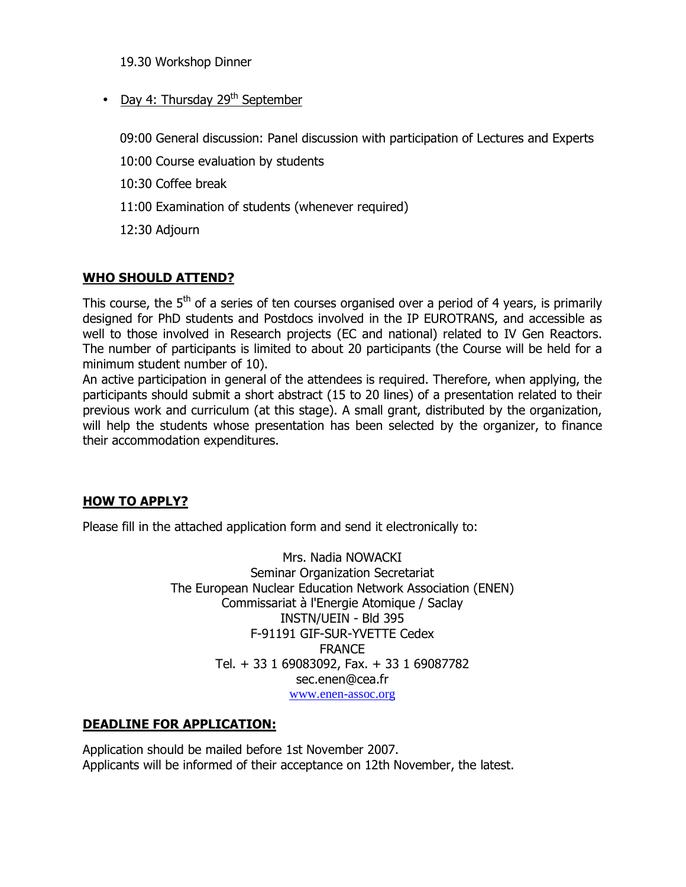19.30 Workshop Dinner

- Day 4: Thursday 29th September

  09:00 General discussion: Panel discussion with participation of Lectures and Experts

  10:00 Course evaluation by students

  10:30 Coffee break

  11:00 Examination of students (whenever required)

  12:30 Adjourn

## WHO SHOULD ATTEND?

This course, the 5th of a series of ten courses organised over a period of 4 years, is primarily designed for PhD students and Postdocs involved in the IP EUROTRANS, and accessible as well to those involved in Research projects (EC and national) related to IV Gen Reactors. The number of participants is limited to about 20 participants (the Course will be held for a minimum student number of 10).

An active participation in general of the attendees is required. Therefore, when applying, the participants should submit a short abstract (15 to 20 lines) of a presentation related to their previous work and curriculum (at this stage). A small grant, distributed by the organization, will help the students whose presentation has been selected by the organizer, to finance their accommodation expenditures.

## HOW TO APPLY?

Please fill in the attached application form and send it electronically to:

Mrs. Nadia NOWACKI
Seminar Organization Secretariat
The European Nuclear Education Network Association (ENEN)
Commissariat à l'Energie Atomique / Saclay
INSTN/UEIN - Bld 395
F-91191 GIF-SUR-YVETTE Cedex
FRANCE
Tel. + 33 1 69083092, Fax. + 33 1 69087782
sec.enen@cea.fr
www.enen-assoc.org

## DEADLINE FOR APPLICATION:

Application should be mailed before 1st November 2007.
Applicants will be informed of their acceptance on 12th November, the latest.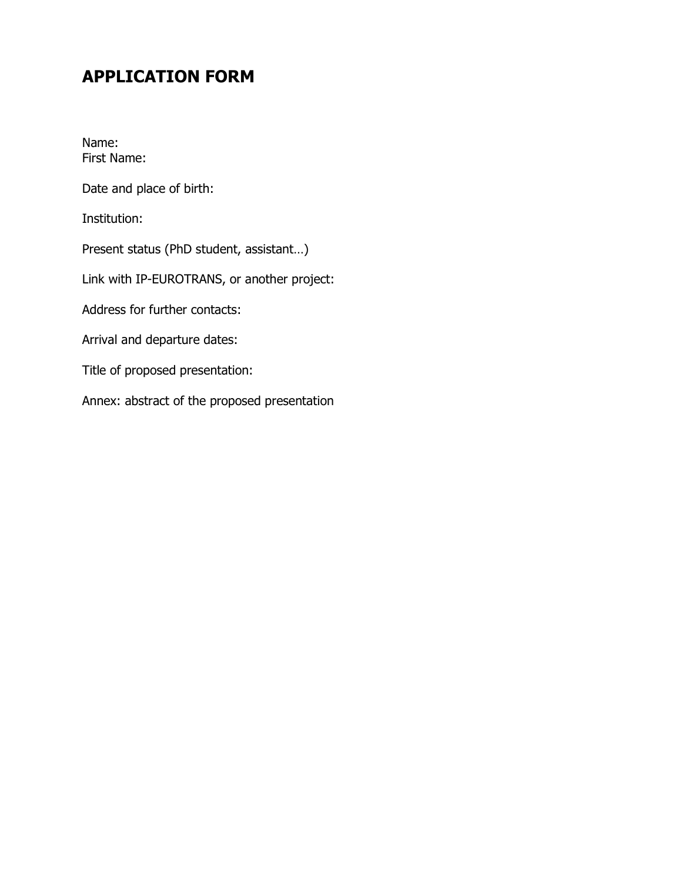# APPLICATION FORM

Name:
First Name:

Date and place of birth:

Institution:

Present status (PhD student, assistant…)

Link with IP-EUROTRANS, or another project:

Address for further contacts:

Arrival and departure dates:

Title of proposed presentation:

Annex: abstract of the proposed presentation